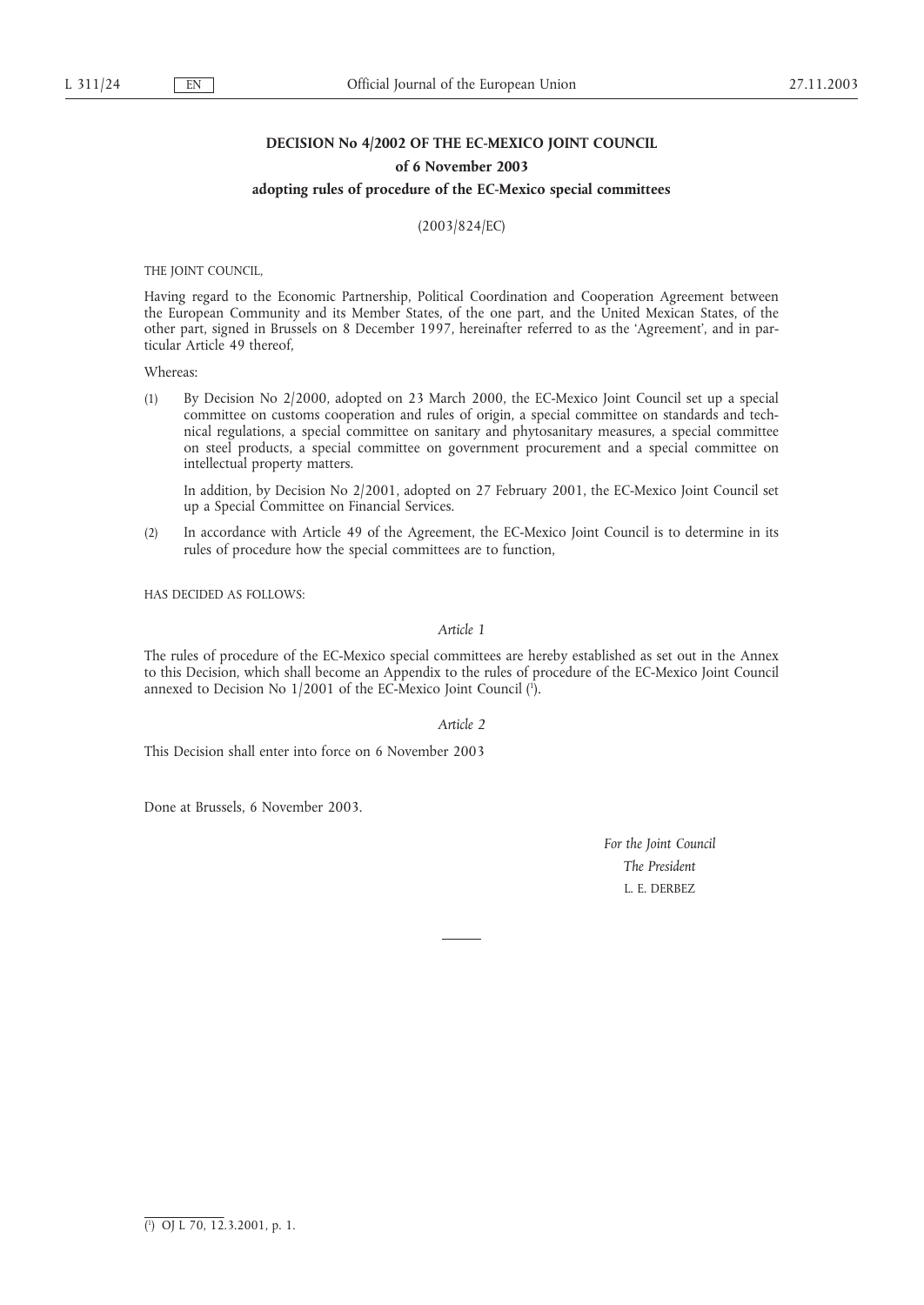# DECISION No 4/2002 OF THE EC-MEXICO JOINT COUNCIL

## of 6 November 2003

## adopting rules of procedure of the EC-Mexico special committees

(2003/824/EC)

THE JOINT COUNCIL,

Having regard to the Economic Partnership, Political Coordination and Cooperation Agreement between the European Community and its Member States, of the one part, and the United Mexican States, of the other part, signed in Brussels on 8 December 1997, hereinafter referred to as the 'Agreement', and in particular Article 49 thereof,

Whereas:

(1) By Decision No 2/2000, adopted on 23 March 2000, the EC-Mexico Joint Council set up a special committee on customs cooperation and rules of origin, a special committee on standards and technical regulations, a special committee on sanitary and phytosanitary measures, a special committee on steel products, a special committee on government procurement and a special committee on intellectual property matters.

In addition, by Decision No 2/2001, adopted on 27 February 2001, the EC-Mexico Joint Council set up a Special Committee on Financial Services.

(2) In accordance with Article 49 of the Agreement, the EC-Mexico Joint Council is to determine in its rules of procedure how the special committees are to function,

HAS DECIDED AS FOLLOWS:

*Article 1*

The rules of procedure of the EC-Mexico special committees are hereby established as set out in the Annex to this Decision, which shall become an Appendix to the rules of procedure of the EC-Mexico Joint Council annexed to Decision No 1/2001 of the EC-Mexico Joint Council [1].

*Article 2*

This Decision shall enter into force on 6 November 2003

Done at Brussels, 6 November 2003.

*For the Joint Council*

*The President*

L. E. DERBEZ

---

[1] OJ L 70, 12.3.2001, p. 1.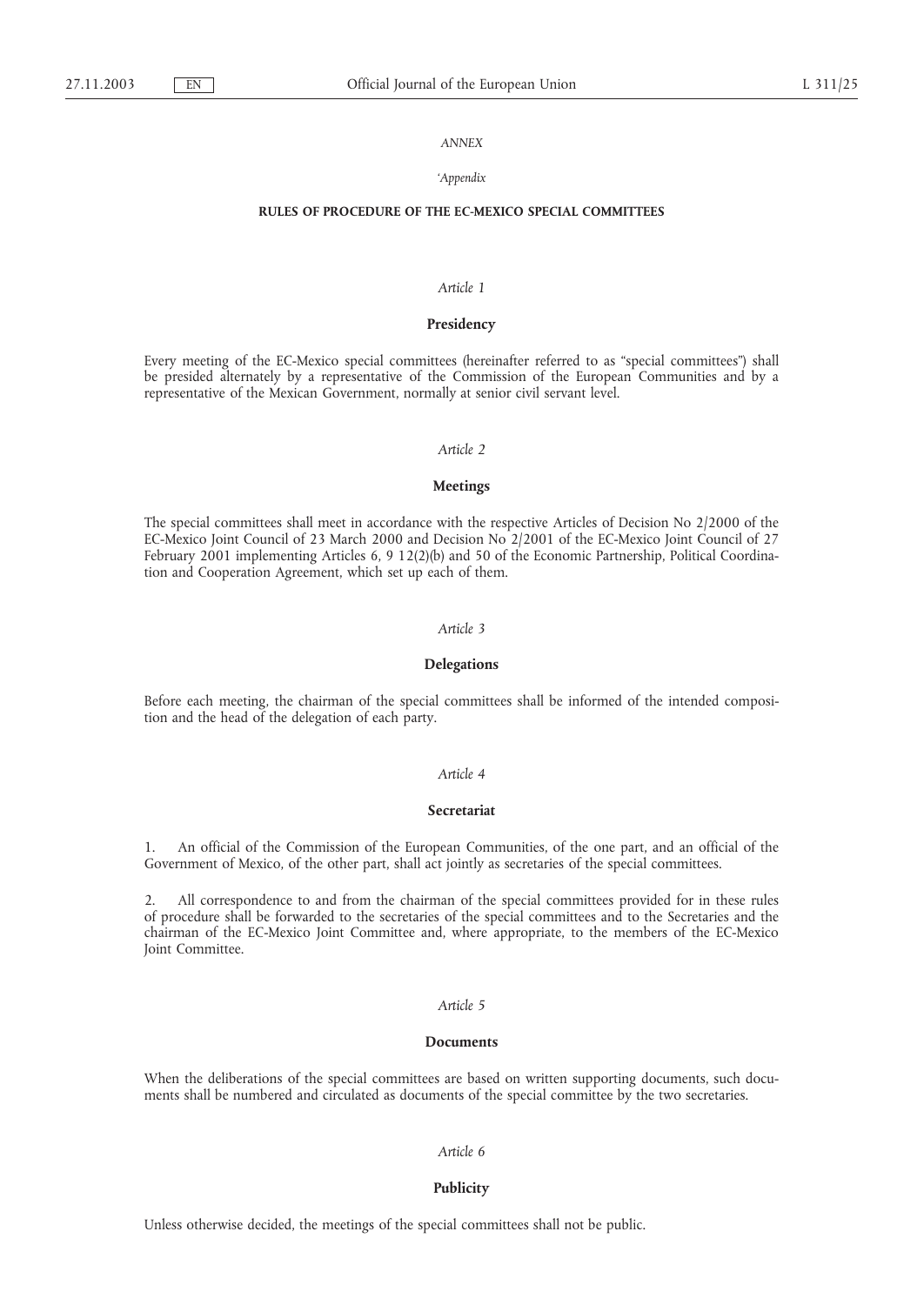*ANNEX*

*'Appendix*

**RULES OF PROCEDURE OF THE EC-MEXICO SPECIAL COMMITTEES**

*Article 1*

**Presidency**

Every meeting of the EC-Mexico special committees (hereinafter referred to as "special committees") shall be presided alternately by a representative of the Commission of the European Communities and by a representative of the Mexican Government, normally at senior civil servant level.

*Article 2*

**Meetings**

The special committees shall meet in accordance with the respective Articles of Decision No 2/2000 of the EC-Mexico Joint Council of 23 March 2000 and Decision No 2/2001 of the EC-Mexico Joint Council of 27 February 2001 implementing Articles 6, 9 12(2)(b) and 50 of the Economic Partnership, Political Coordination and Cooperation Agreement, which set up each of them.

*Article 3*

**Delegations**

Before each meeting, the chairman of the special committees shall be informed of the intended composition and the head of the delegation of each party.

*Article 4*

**Secretariat**

1. An official of the Commission of the European Communities, of the one part, and an official of the Government of Mexico, of the other part, shall act jointly as secretaries of the special committees.

2. All correspondence to and from the chairman of the special committees provided for in these rules of procedure shall be forwarded to the secretaries of the special committees and to the Secretaries and the chairman of the EC-Mexico Joint Committee and, where appropriate, to the members of the EC-Mexico Joint Committee.

*Article 5*

**Documents**

When the deliberations of the special committees are based on written supporting documents, such documents shall be numbered and circulated as documents of the special committee by the two secretaries.

*Article 6*

**Publicity**

Unless otherwise decided, the meetings of the special committees shall not be public.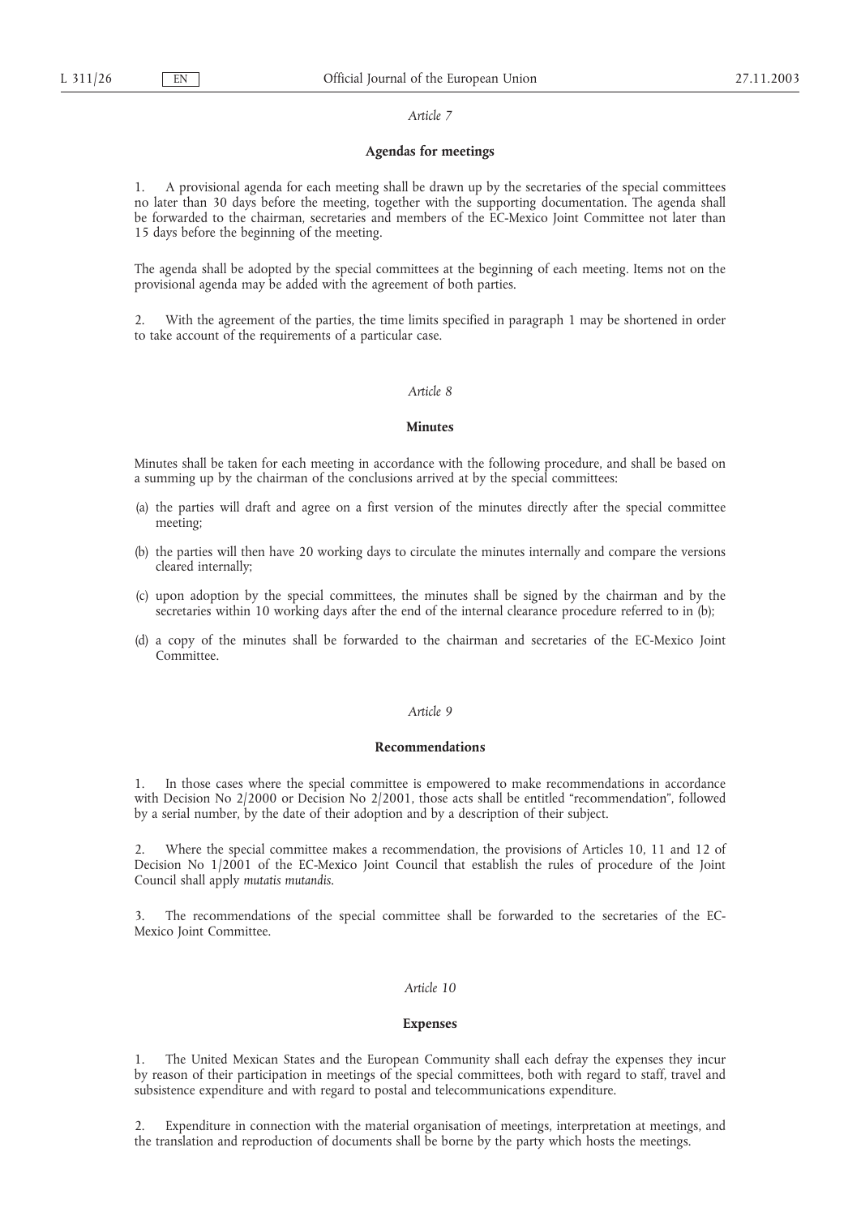*Article 7*

**Agendas for meetings**

1. A provisional agenda for each meeting shall be drawn up by the secretaries of the special committees no later than 30 days before the meeting, together with the supporting documentation. The agenda shall be forwarded to the chairman, secretaries and members of the EC-Mexico Joint Committee not later than 15 days before the beginning of the meeting.

The agenda shall be adopted by the special committees at the beginning of each meeting. Items not on the provisional agenda may be added with the agreement of both parties.

2. With the agreement of the parties, the time limits specified in paragraph 1 may be shortened in order to take account of the requirements of a particular case.

*Article 8*

**Minutes**

Minutes shall be taken for each meeting in accordance with the following procedure, and shall be based on a summing up by the chairman of the conclusions arrived at by the special committees:

(a) the parties will draft and agree on a first version of the minutes directly after the special committee meeting;

(b) the parties will then have 20 working days to circulate the minutes internally and compare the versions cleared internally;

(c) upon adoption by the special committees, the minutes shall be signed by the chairman and by the secretaries within 10 working days after the end of the internal clearance procedure referred to in (b);

(d) a copy of the minutes shall be forwarded to the chairman and secretaries of the EC-Mexico Joint Committee.

*Article 9*

**Recommendations**

1. In those cases where the special committee is empowered to make recommendations in accordance with Decision No 2/2000 or Decision No 2/2001, those acts shall be entitled "recommendation", followed by a serial number, by the date of their adoption and by a description of their subject.

2. Where the special committee makes a recommendation, the provisions of Articles 10, 11 and 12 of Decision No 1/2001 of the EC-Mexico Joint Council that establish the rules of procedure of the Joint Council shall apply *mutatis mutandis*.

3. The recommendations of the special committee shall be forwarded to the secretaries of the EC-Mexico Joint Committee.

*Article 10*

**Expenses**

1. The United Mexican States and the European Community shall each defray the expenses they incur by reason of their participation in meetings of the special committees, both with regard to staff, travel and subsistence expenditure and with regard to postal and telecommunications expenditure.

2. Expenditure in connection with the material organisation of meetings, interpretation at meetings, and the translation and reproduction of documents shall be borne by the party which hosts the meetings.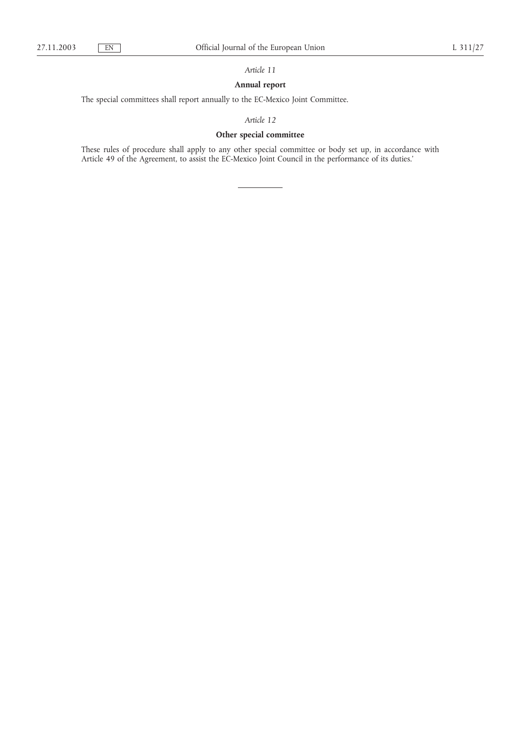*Article 11*

**Annual report**

The special committees shall report annually to the EC-Mexico Joint Committee.

*Article 12*

**Other special committee**

These rules of procedure shall apply to any other special committee or body set up, in accordance with Article 49 of the Agreement, to assist the EC-Mexico Joint Council in the performance of its duties.'